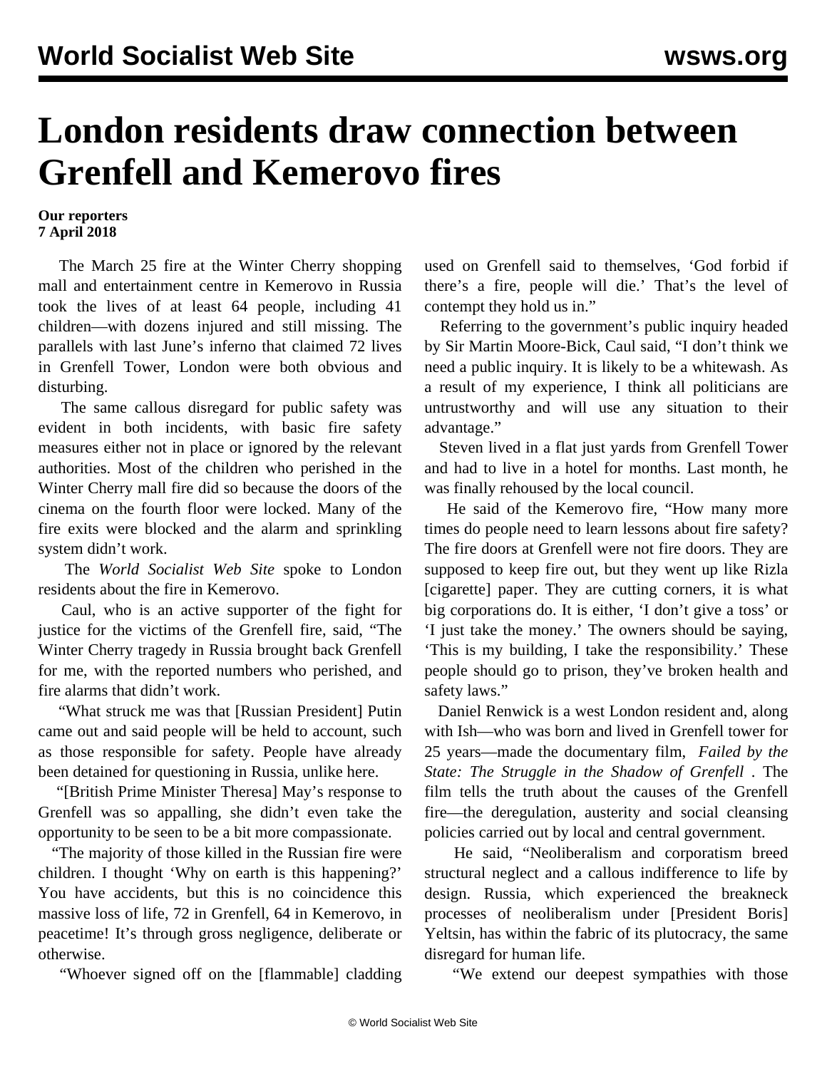# London residents draw connection between Grenfell and Kemerovo fires

**Our reporters**
**7 April 2018**

The March 25 fire at the Winter Cherry shopping mall and entertainment centre in Kemerovo in Russia took the lives of at least 64 people, including 41 children—with dozens injured and still missing. The parallels with last June's inferno that claimed 72 lives in Grenfell Tower, London were both obvious and disturbing.

The same callous disregard for public safety was evident in both incidents, with basic fire safety measures either not in place or ignored by the relevant authorities. Most of the children who perished in the Winter Cherry mall fire did so because the doors of the cinema on the fourth floor were locked. Many of the fire exits were blocked and the alarm and sprinkling system didn't work.

The *World Socialist Web Site* spoke to London residents about the fire in Kemerovo.

Caul, who is an active supporter of the fight for justice for the victims of the Grenfell fire, said, "The Winter Cherry tragedy in Russia brought back Grenfell for me, with the reported numbers who perished, and fire alarms that didn't work.

"What struck me was that [Russian President] Putin came out and said people will be held to account, such as those responsible for safety. People have already been detained for questioning in Russia, unlike here.

"[British Prime Minister Theresa] May's response to Grenfell was so appalling, she didn't even take the opportunity to be seen to be a bit more compassionate.

"The majority of those killed in the Russian fire were children. I thought 'Why on earth is this happening?' You have accidents, but this is no coincidence this massive loss of life, 72 in Grenfell, 64 in Kemerovo, in peacetime! It's through gross negligence, deliberate or otherwise.

"Whoever signed off on the [flammable] cladding used on Grenfell said to themselves, 'God forbid if there's a fire, people will die.' That's the level of contempt they hold us in."

Referring to the government's public inquiry headed by Sir Martin Moore-Bick, Caul said, "I don't think we need a public inquiry. It is likely to be a whitewash. As a result of my experience, I think all politicians are untrustworthy and will use any situation to their advantage."

Steven lived in a flat just yards from Grenfell Tower and had to live in a hotel for months. Last month, he was finally rehoused by the local council.

He said of the Kemerovo fire, "How many more times do people need to learn lessons about fire safety? The fire doors at Grenfell were not fire doors. They are supposed to keep fire out, but they went up like Rizla [cigarette] paper. They are cutting corners, it is what big corporations do. It is either, 'I don't give a toss' or 'I just take the money.' The owners should be saying, 'This is my building, I take the responsibility.' These people should go to prison, they've broken health and safety laws."

Daniel Renwick is a west London resident and, along with Ish—who was born and lived in Grenfell tower for 25 years—made the documentary film, *Failed by the State: The Struggle in the Shadow of Grenfell* . The film tells the truth about the causes of the Grenfell fire—the deregulation, austerity and social cleansing policies carried out by local and central government.

He said, "Neoliberalism and corporatism breed structural neglect and a callous indifference to life by design. Russia, which experienced the breakneck processes of neoliberalism under [President Boris] Yeltsin, has within the fabric of its plutocracy, the same disregard for human life.

"We extend our deepest sympathies with those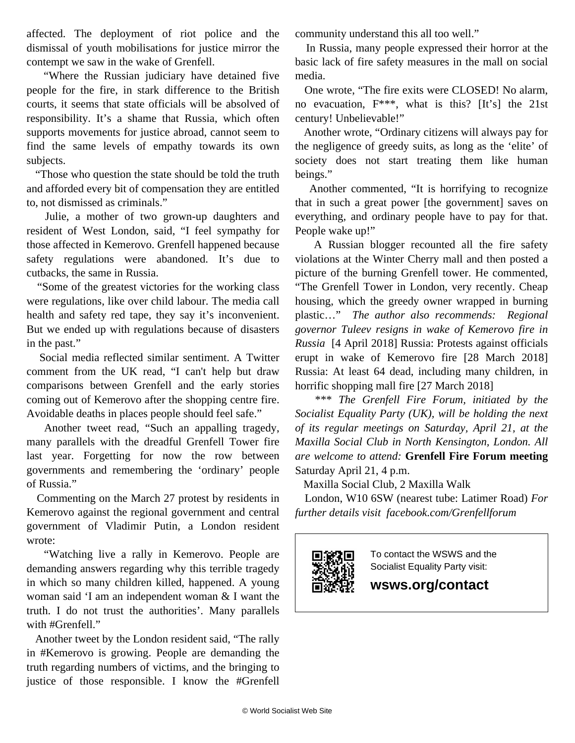affected. The deployment of riot police and the dismissal of youth mobilisations for justice mirror the contempt we saw in the wake of Grenfell.

"Where the Russian judiciary have detained five people for the fire, in stark difference to the British courts, it seems that state officials will be absolved of responsibility. It's a shame that Russia, which often supports movements for justice abroad, cannot seem to find the same levels of empathy towards its own subjects.

"Those who question the state should be told the truth and afforded every bit of compensation they are entitled to, not dismissed as criminals."

Julie, a mother of two grown-up daughters and resident of West London, said, "I feel sympathy for those affected in Kemerovo. Grenfell happened because safety regulations were abandoned. It's due to cutbacks, the same in Russia.

"Some of the greatest victories for the working class were regulations, like over child labour. The media call health and safety red tape, they say it's inconvenient. But we ended up with regulations because of disasters in the past."

Social media reflected similar sentiment. A Twitter comment from the UK read, "I can't help but draw comparisons between Grenfell and the early stories coming out of Kemerovo after the shopping centre fire. Avoidable deaths in places people should feel safe."

Another tweet read, "Such an appalling tragedy, many parallels with the dreadful Grenfell Tower fire last year. Forgetting for now the row between governments and remembering the 'ordinary' people of Russia."

Commenting on the March 27 protest by residents in Kemerovo against the regional government and central government of Vladimir Putin, a London resident wrote:

"Watching live a rally in Kemerovo. People are demanding answers regarding why this terrible tragedy in which so many children killed, happened. A young woman said 'I am an independent woman & I want the truth. I do not trust the authorities'. Many parallels with #Grenfell."

Another tweet by the London resident said, "The rally in #Kemerovo is growing. People are demanding the truth regarding numbers of victims, and the bringing to justice of those responsible. I know the #Grenfell community understand this all too well."

In Russia, many people expressed their horror at the basic lack of fire safety measures in the mall on social media.

One wrote, "The fire exits were CLOSED! No alarm, no evacuation, F***, what is this? [It's] the 21st century! Unbelievable!"

Another wrote, "Ordinary citizens will always pay for the negligence of greedy suits, as long as the 'elite' of society does not start treating them like human beings."

Another commented, "It is horrifying to recognize that in such a great power [the government] saves on everything, and ordinary people have to pay for that. People wake up!"

A Russian blogger recounted all the fire safety violations at the Winter Cherry mall and then posted a picture of the burning Grenfell tower. He commented, "The Grenfell Tower in London, very recently. Cheap housing, which the greedy owner wrapped in burning plastic…" *The author also recommends: Regional governor Tuleev resigns in wake of Kemerovo fire in Russia* [4 April 2018] Russia: Protests against officials erupt in wake of Kemerovo fire [28 March 2018] Russia: At least 64 dead, including many children, in horrific shopping mall fire [27 March 2018]

*\*\*\* The Grenfell Fire Forum, initiated by the Socialist Equality Party (UK), will be holding the next of its regular meetings on Saturday, April 21, at the Maxilla Social Club in North Kensington, London. All are welcome to attend:* **Grenfell Fire Forum meeting** Saturday April 21, 4 p.m.

Maxilla Social Club, 2 Maxilla Walk

London, W10 6SW (nearest tube: Latimer Road) *For further details visit facebook.com/Grenfellforum*

To contact the WSWS and the Socialist Equality Party visit:

**wsws.org/contact**